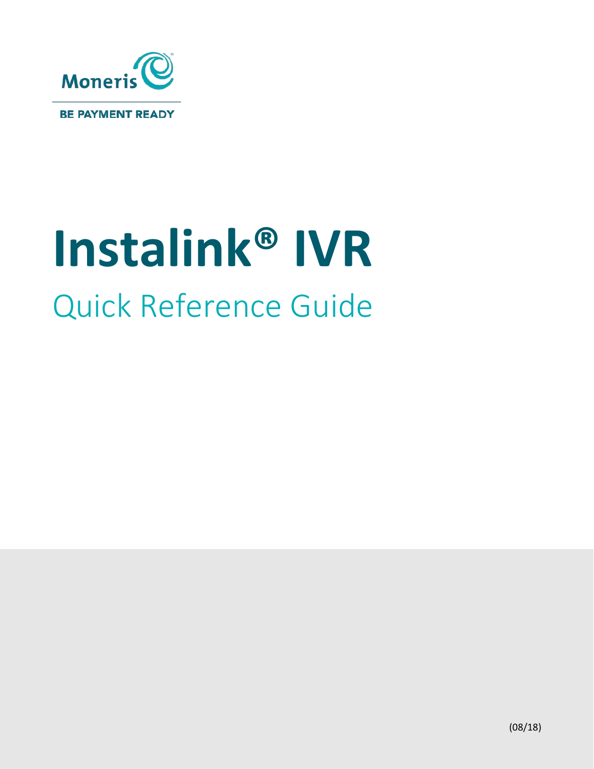Moneris

BE PAYMENT READY

# Instalink® IVR

## Quick Reference Guide

(08/18)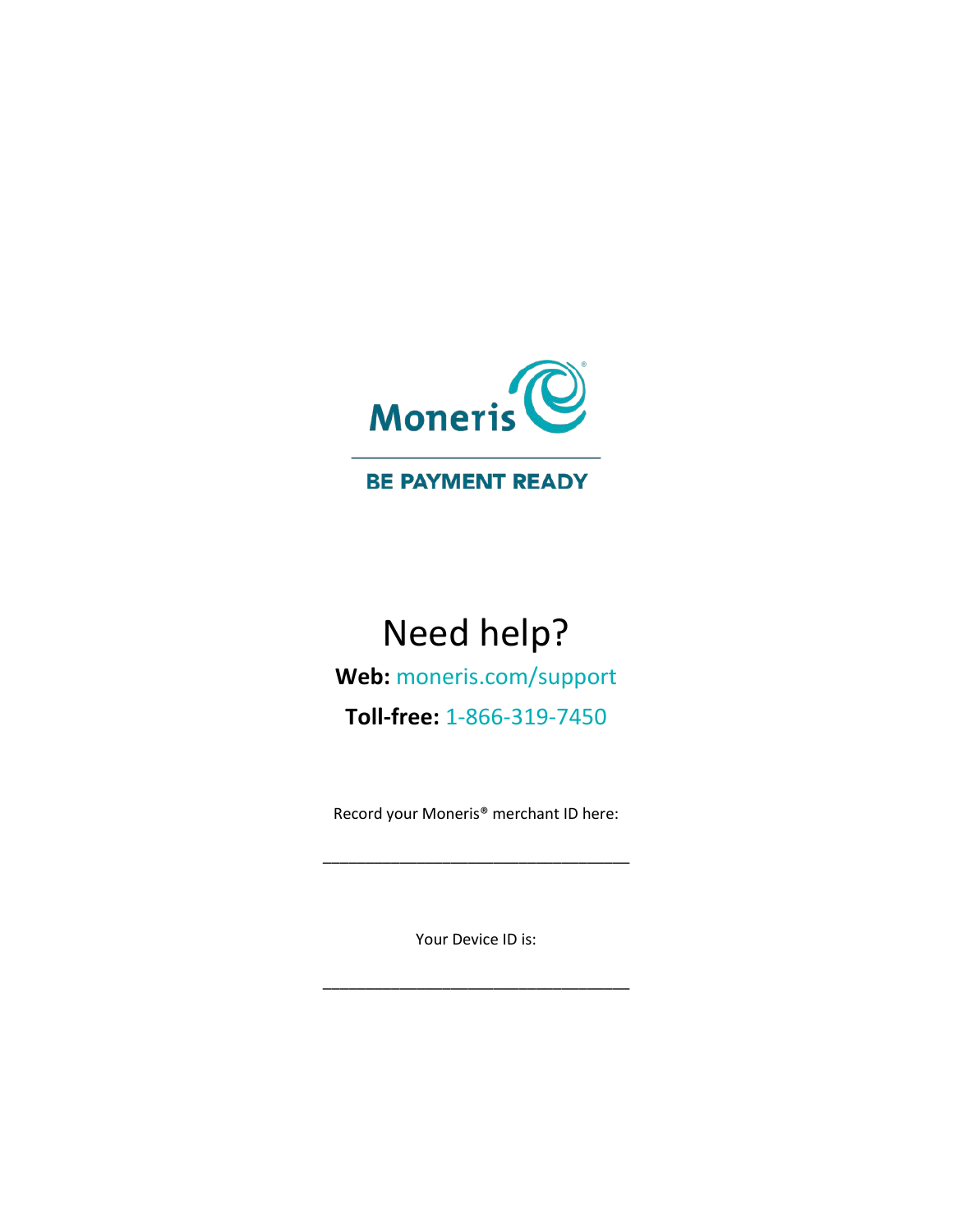Moneris

BE PAYMENT READY

# Need help?

**Web:** moneris.com/support

**Toll-free:** 1-866-319-7450

Record your Moneris® merchant ID here:

___________________________________

Your Device ID is:

___________________________________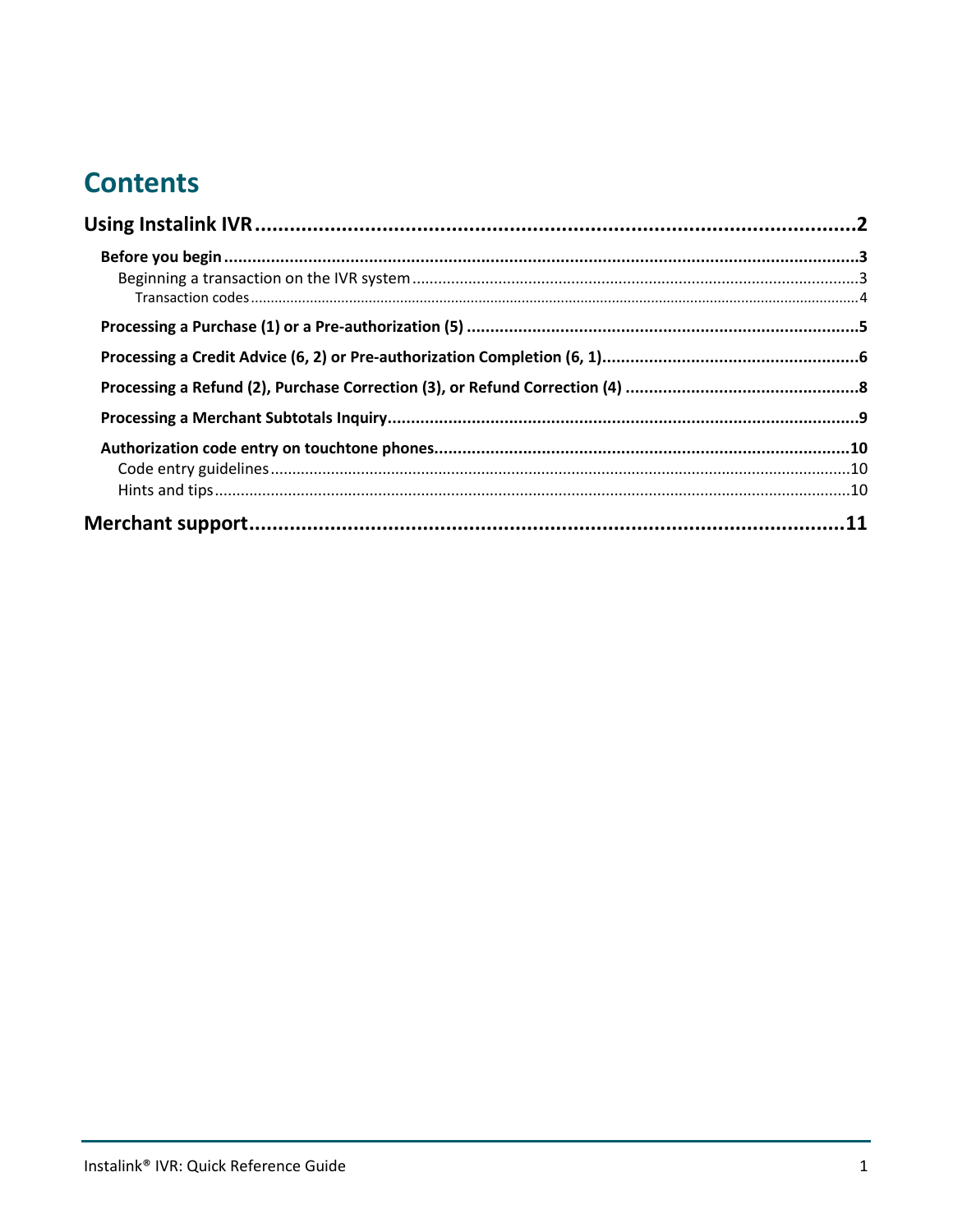# Contents

**Using Instalink IVR** .......... 2

- **Before you begin** .......... 3
  - Beginning a transaction on the IVR system .......... 3
    - Transaction codes .......... 4
- **Processing a Purchase (1) or a Pre-authorization (5)** .......... 5
- **Processing a Credit Advice (6, 2) or Pre-authorization Completion (6, 1)** .......... 6
- **Processing a Refund (2), Purchase Correction (3), or Refund Correction (4)** .......... 8
- **Processing a Merchant Subtotals Inquiry** .......... 9
- **Authorization code entry on touchtone phones** .......... 10
  - Code entry guidelines .......... 10
  - Hints and tips .......... 10

**Merchant support** .......... 11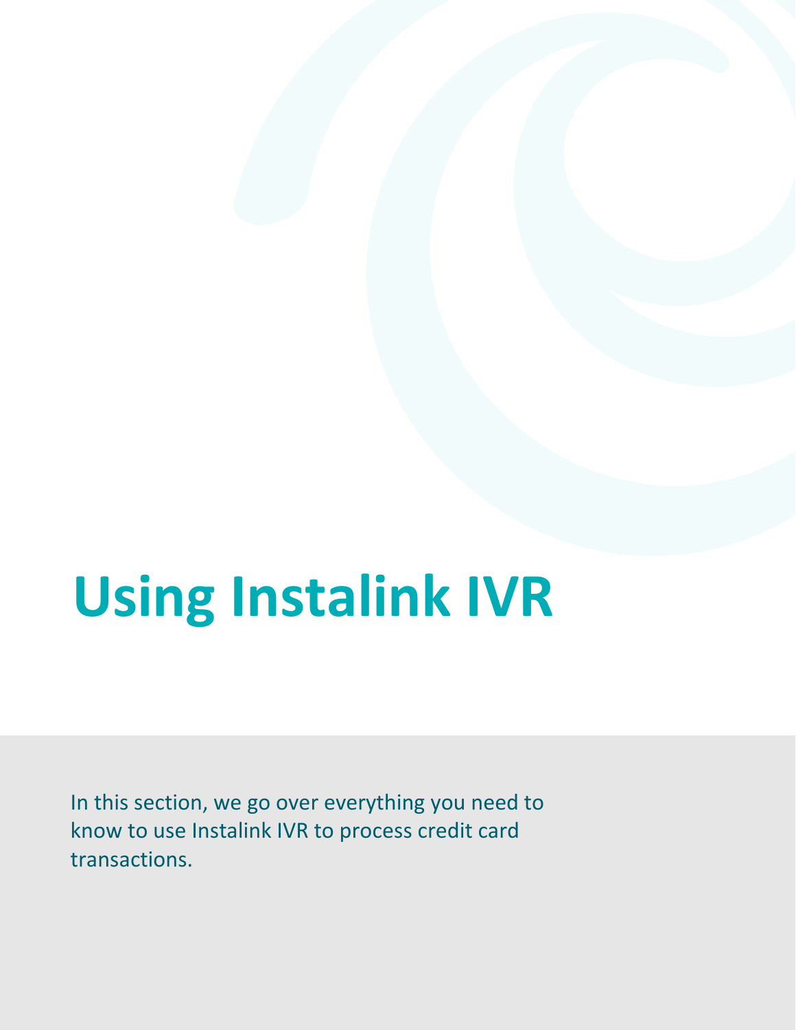# Using Instalink IVR

In this section, we go over everything you need to know to use Instalink IVR to process credit card transactions.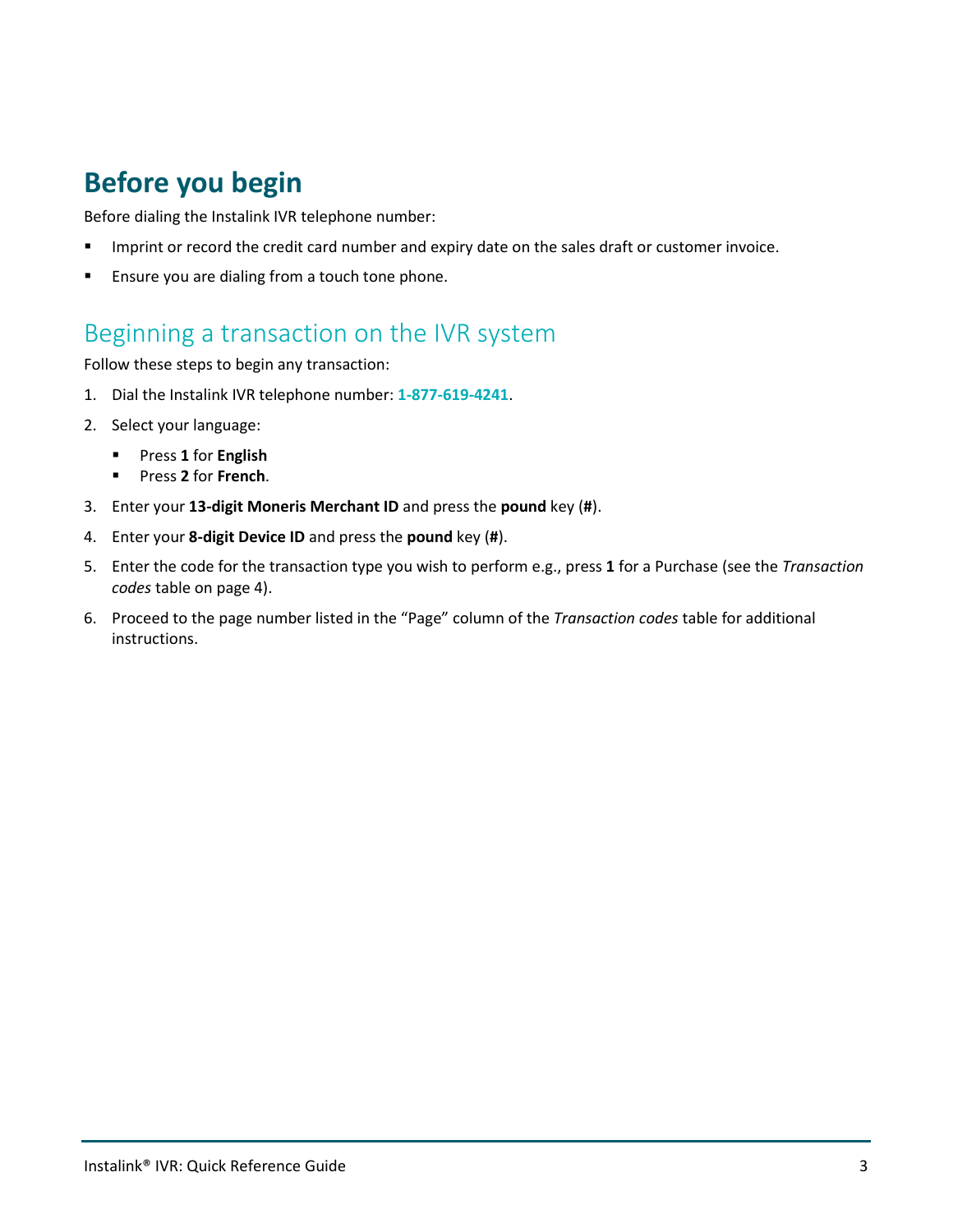# Before you begin

Before dialing the Instalink IVR telephone number:

- Imprint or record the credit card number and expiry date on the sales draft or customer invoice.
- Ensure you are dialing from a touch tone phone.

## Beginning a transaction on the IVR system

Follow these steps to begin any transaction:

1. Dial the Instalink IVR telephone number: **1-877-619-4241**.
2. Select your language:
   - Press **1** for **English**
   - Press **2** for **French**.
3. Enter your **13-digit Moneris Merchant ID** and press the **pound** key (**#**).
4. Enter your **8-digit Device ID** and press the **pound** key (**#**).
5. Enter the code for the transaction type you wish to perform e.g., press **1** for a Purchase (see the *Transaction codes* table on page 4).
6. Proceed to the page number listed in the "Page" column of the *Transaction codes* table for additional instructions.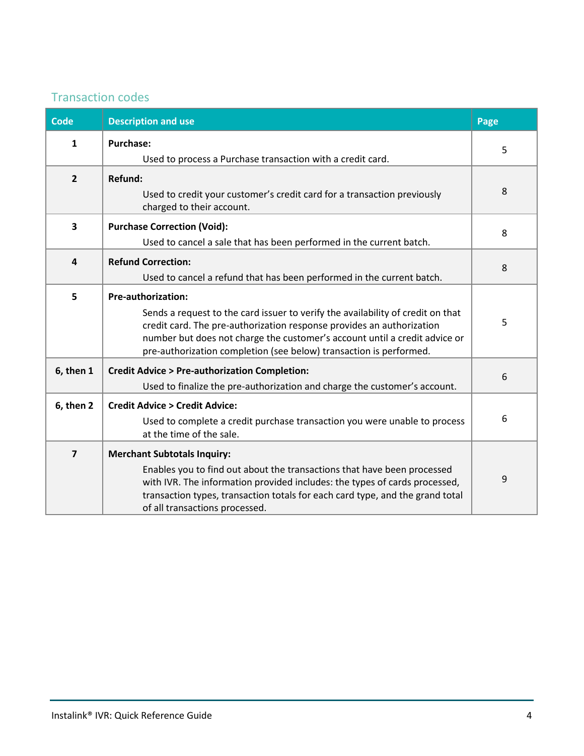## Transaction codes

| Code | Description and use | Page |
| --- | --- | --- |
| 1 | **Purchase:** Used to process a Purchase transaction with a credit card. | 5 |
| 2 | **Refund:** Used to credit your customer's credit card for a transaction previously charged to their account. | 8 |
| 3 | **Purchase Correction (Void):** Used to cancel a sale that has been performed in the current batch. | 8 |
| 4 | **Refund Correction:** Used to cancel a refund that has been performed in the current batch. | 8 |
| 5 | **Pre-authorization:** Sends a request to the card issuer to verify the availability of credit on that credit card. The pre-authorization response provides an authorization number but does not charge the customer's account until a credit advice or pre-authorization completion (see below) transaction is performed. | 5 |
| 6, then 1 | **Credit Advice > Pre-authorization Completion:** Used to finalize the pre-authorization and charge the customer's account. | 6 |
| 6, then 2 | **Credit Advice > Credit Advice:** Used to complete a credit purchase transaction you were unable to process at the time of the sale. | 6 |
| 7 | **Merchant Subtotals Inquiry:** Enables you to find out about the transactions that have been processed with IVR. The information provided includes: the types of cards processed, transaction types, transaction totals for each card type, and the grand total of all transactions processed. | 9 |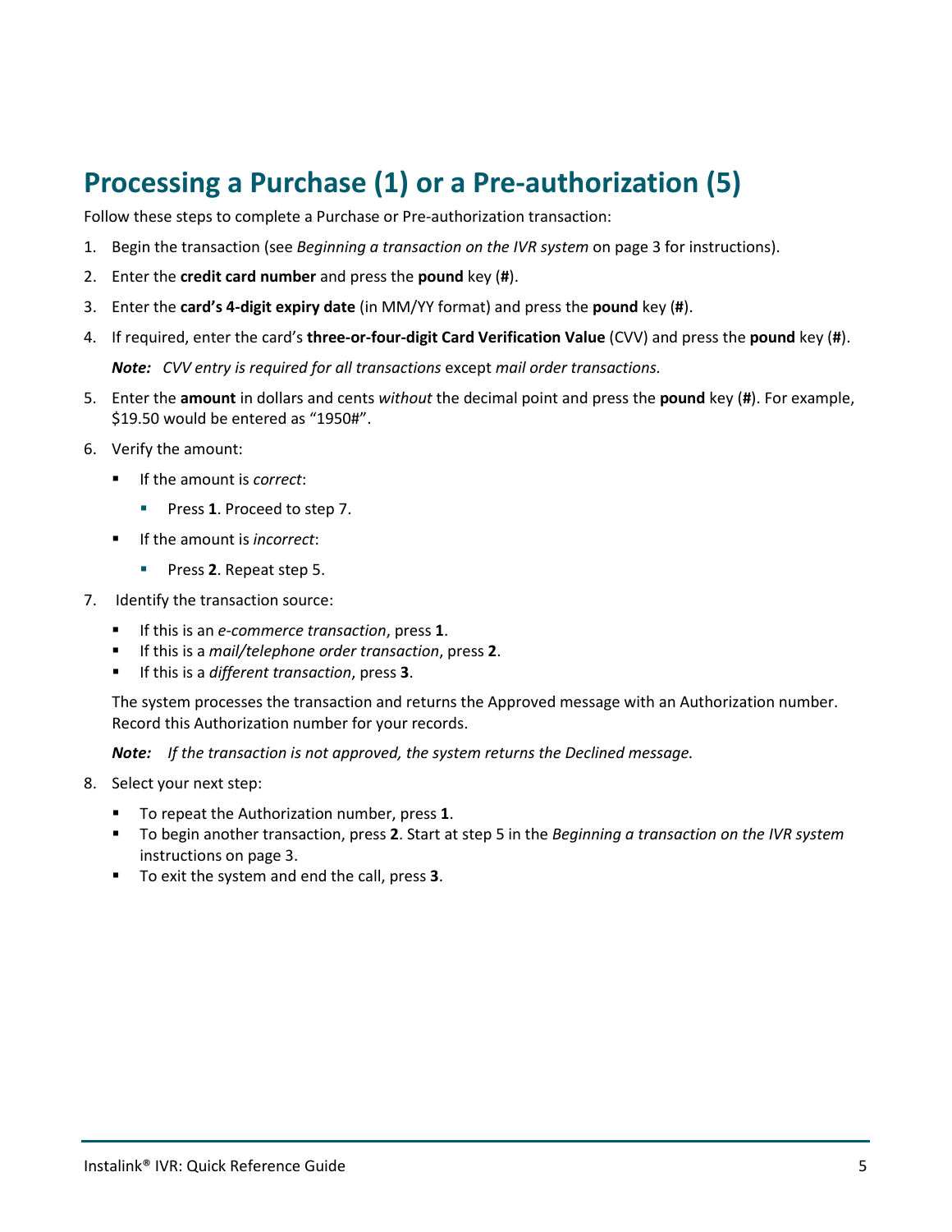# Processing a Purchase (1) or a Pre-authorization (5)

Follow these steps to complete a Purchase or Pre-authorization transaction:

1. Begin the transaction (see *Beginning a transaction on the IVR system* on page 3 for instructions).
2. Enter the **credit card number** and press the **pound** key (**#**).
3. Enter the **card's 4-digit expiry date** (in MM/YY format) and press the **pound** key (**#**).
4. If required, enter the card's **three-or-four-digit Card Verification Value** (CVV) and press the **pound** key (**#**).

   ***Note:*** *CVV entry is required for all transactions* except *mail order transactions.*

5. Enter the **amount** in dollars and cents *without* the decimal point and press the **pound** key (**#**). For example, $19.50 would be entered as "1950#".
6. Verify the amount:
   - If the amount is *correct*:
     - Press **1**. Proceed to step 7.
   - If the amount is *incorrect*:
     - Press **2**. Repeat step 5.
7. Identify the transaction source:
   - If this is an *e-commerce transaction*, press **1**.
   - If this is a *mail/telephone order transaction*, press **2**.
   - If this is a *different transaction*, press **3**.

   The system processes the transaction and returns the Approved message with an Authorization number. Record this Authorization number for your records.

   ***Note:*** *If the transaction is not approved, the system returns the Declined message.*

8. Select your next step:
   - To repeat the Authorization number, press **1**.
   - To begin another transaction, press **2**. Start at step 5 in the *Beginning a transaction on the IVR system* instructions on page 3.
   - To exit the system and end the call, press **3**.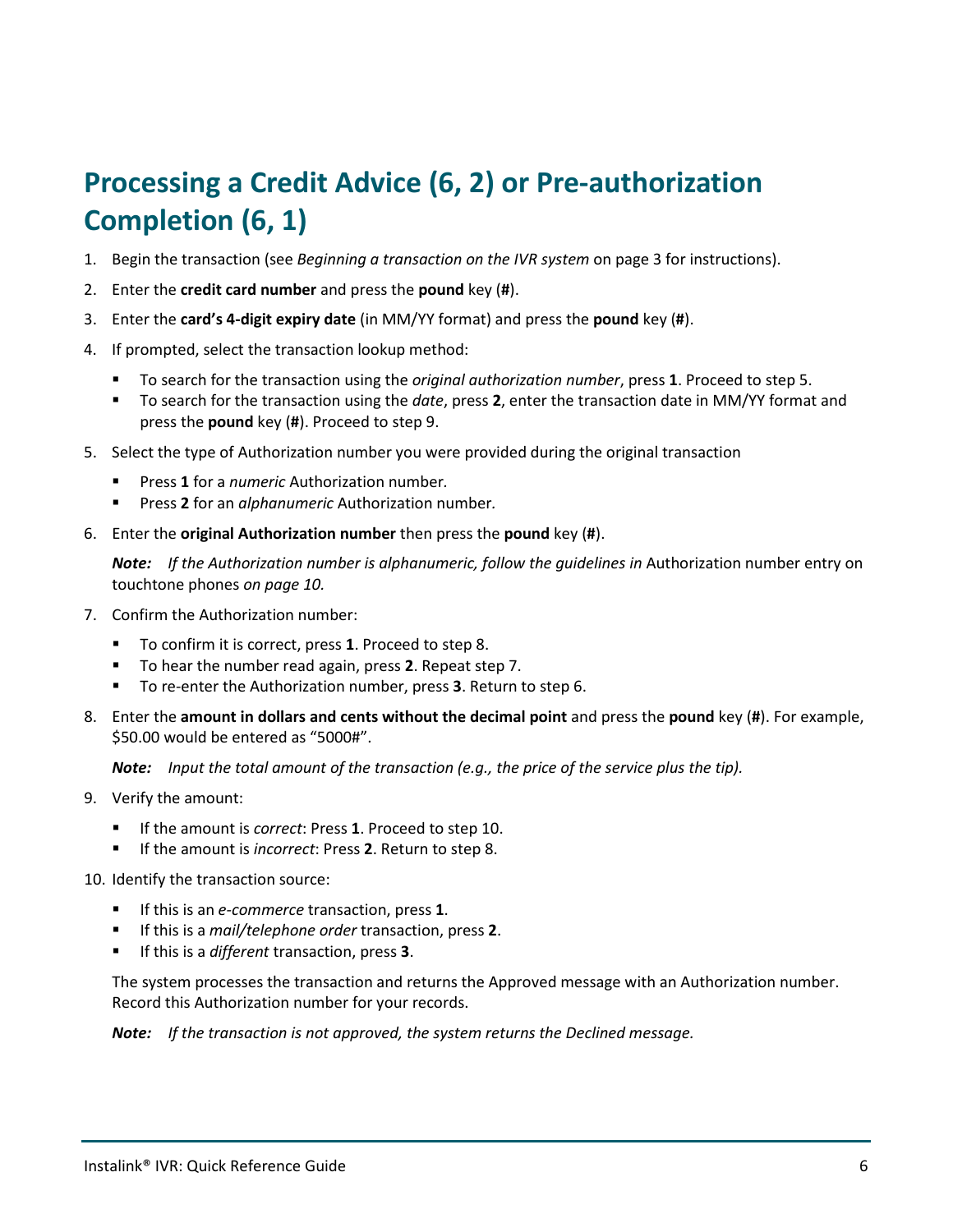# Processing a Credit Advice (6, 2) or Pre-authorization Completion (6, 1)

1. Begin the transaction (see *Beginning a transaction on the IVR system* on page 3 for instructions).
2. Enter the **credit card number** and press the **pound** key (**#**).
3. Enter the **card's 4-digit expiry date** (in MM/YY format) and press the **pound** key (**#**).
4. If prompted, select the transaction lookup method:
   - To search for the transaction using the *original authorization number*, press **1**. Proceed to step 5.
   - To search for the transaction using the *date*, press **2**, enter the transaction date in MM/YY format and press the **pound** key (**#**). Proceed to step 9.
5. Select the type of Authorization number you were provided during the original transaction
   - Press **1** for a *numeric* Authorization number.
   - Press **2** for an *alphanumeric* Authorization number.
6. Enter the **original Authorization number** then press the **pound** key (**#**).

   ***Note:*** *If the Authorization number is alphanumeric, follow the guidelines in* Authorization number entry on touchtone phones *on page 10.*
7. Confirm the Authorization number:
   - To confirm it is correct, press **1**. Proceed to step 8.
   - To hear the number read again, press **2**. Repeat step 7.
   - To re-enter the Authorization number, press **3**. Return to step 6.
8. Enter the **amount in dollars and cents without the decimal point** and press the **pound** key (**#**). For example, $50.00 would be entered as "5000#".

   ***Note:*** *Input the total amount of the transaction (e.g., the price of the service plus the tip).*
9. Verify the amount:
   - If the amount is *correct*: Press **1**. Proceed to step 10.
   - If the amount is *incorrect*: Press **2**. Return to step 8.
10. Identify the transaction source:
    - If this is an *e-commerce* transaction, press **1**.
    - If this is a *mail/telephone order* transaction, press **2**.
    - If this is a *different* transaction, press **3**.

    The system processes the transaction and returns the Approved message with an Authorization number. Record this Authorization number for your records.

    ***Note:*** *If the transaction is not approved, the system returns the Declined message.*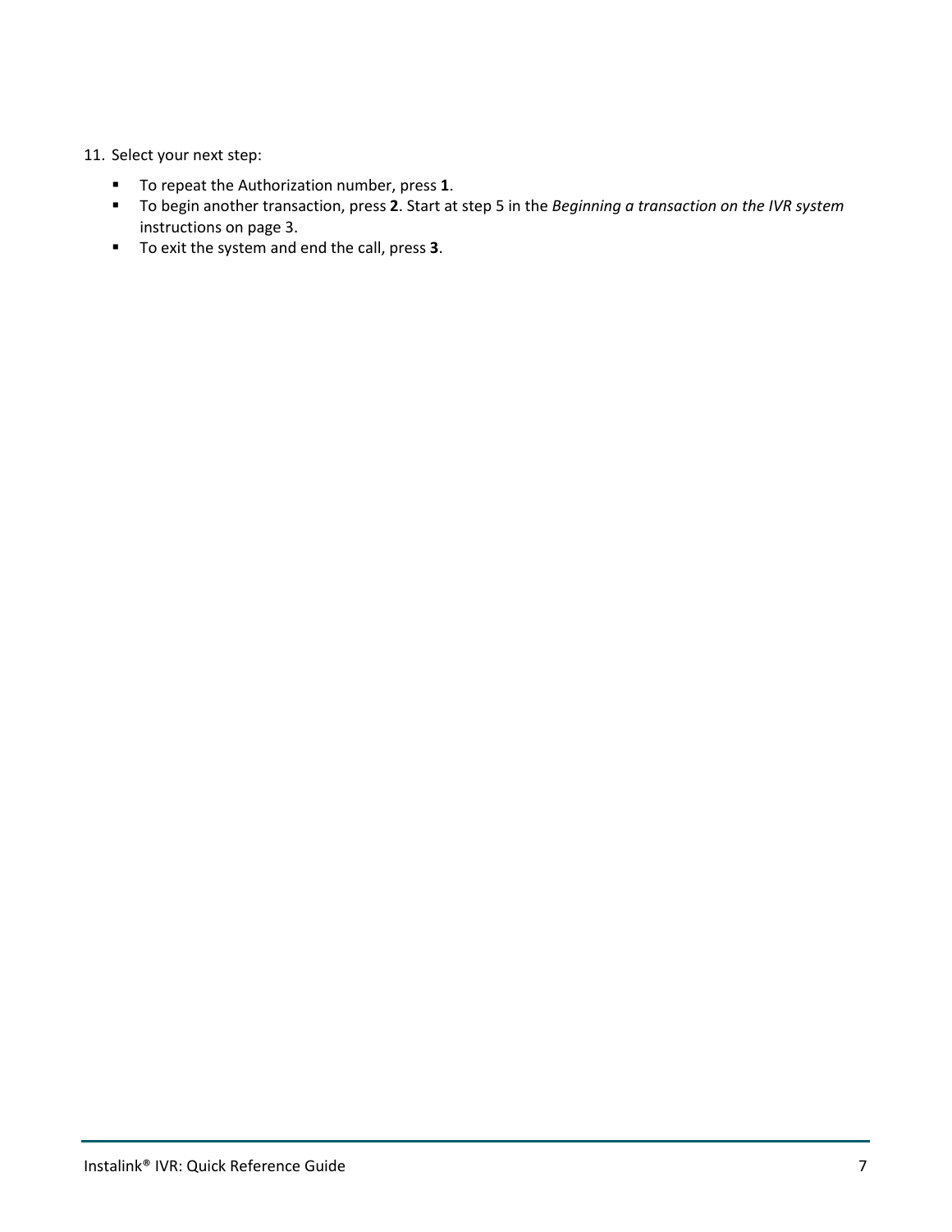11. Select your next step:
    - To repeat the Authorization number, press **1**.
    - To begin another transaction, press **2**. Start at step 5 in the *Beginning a transaction on the IVR system* instructions on page 3.
    - To exit the system and end the call, press **3**.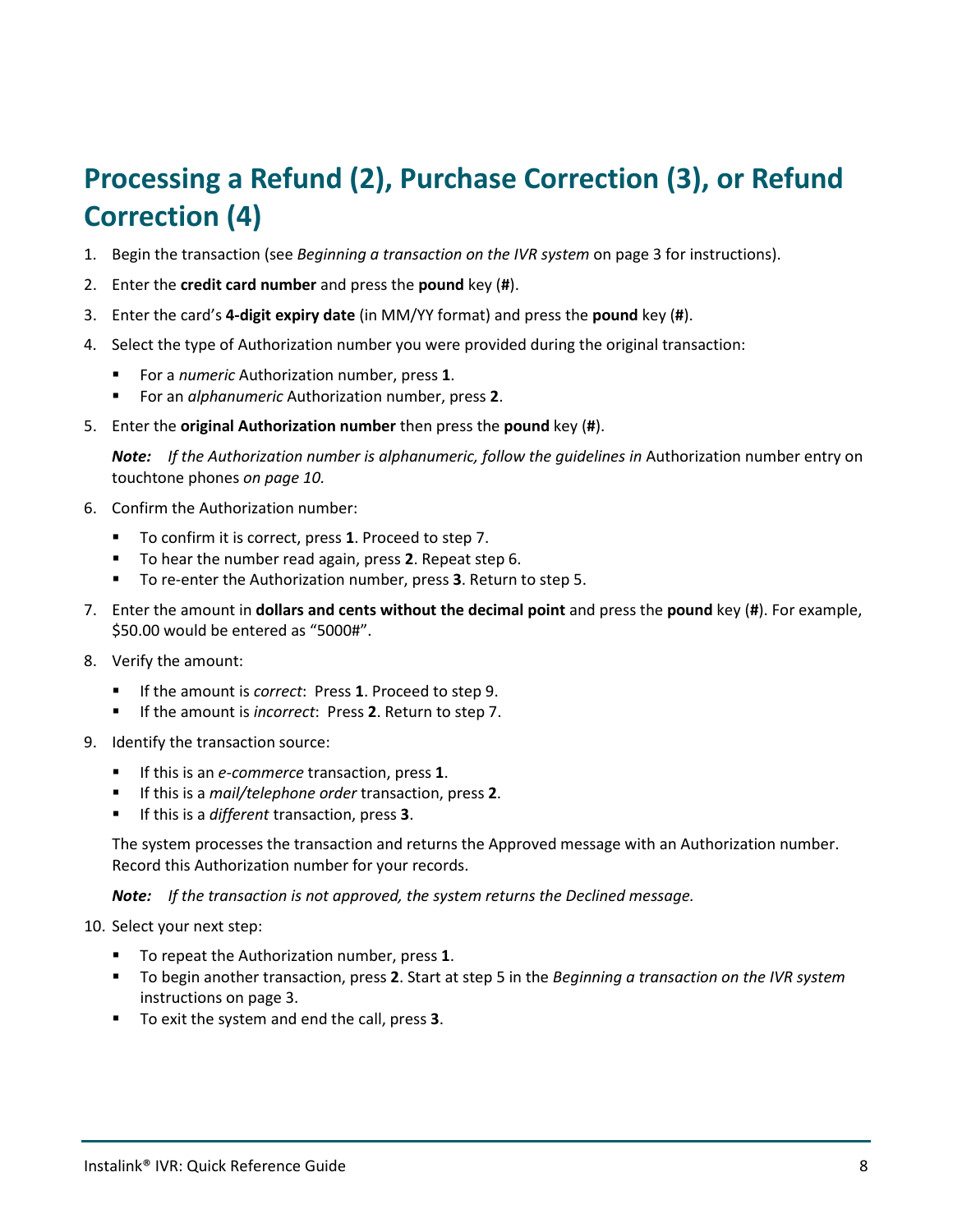# Processing a Refund (2), Purchase Correction (3), or Refund Correction (4)

1. Begin the transaction (see *Beginning a transaction on the IVR system* on page 3 for instructions).
2. Enter the **credit card number** and press the **pound** key (**#**).
3. Enter the card's **4-digit expiry date** (in MM/YY format) and press the **pound** key (**#**).
4. Select the type of Authorization number you were provided during the original transaction:
   - For a *numeric* Authorization number, press **1**.
   - For an *alphanumeric* Authorization number, press **2**.
5. Enter the **original Authorization number** then press the **pound** key (**#**).

   ***Note:*** *If the Authorization number is alphanumeric, follow the guidelines in* Authorization number entry on touchtone phones *on page 10.*

6. Confirm the Authorization number:
   - To confirm it is correct, press **1**. Proceed to step 7.
   - To hear the number read again, press **2**. Repeat step 6.
   - To re-enter the Authorization number, press **3**. Return to step 5.
7. Enter the amount in **dollars and cents without the decimal point** and press the **pound** key (**#**). For example, $50.00 would be entered as "5000#".
8. Verify the amount:
   - If the amount is *correct*: Press **1**. Proceed to step 9.
   - If the amount is *incorrect*: Press **2**. Return to step 7.
9. Identify the transaction source:
   - If this is an *e-commerce* transaction, press **1**.
   - If this is a *mail/telephone order* transaction, press **2**.
   - If this is a *different* transaction, press **3**.

   The system processes the transaction and returns the Approved message with an Authorization number. Record this Authorization number for your records.

   ***Note:*** *If the transaction is not approved, the system returns the Declined message.*

10. Select your next step:
    - To repeat the Authorization number, press **1**.
    - To begin another transaction, press **2**. Start at step 5 in the *Beginning a transaction on the IVR system* instructions on page 3.
    - To exit the system and end the call, press **3**.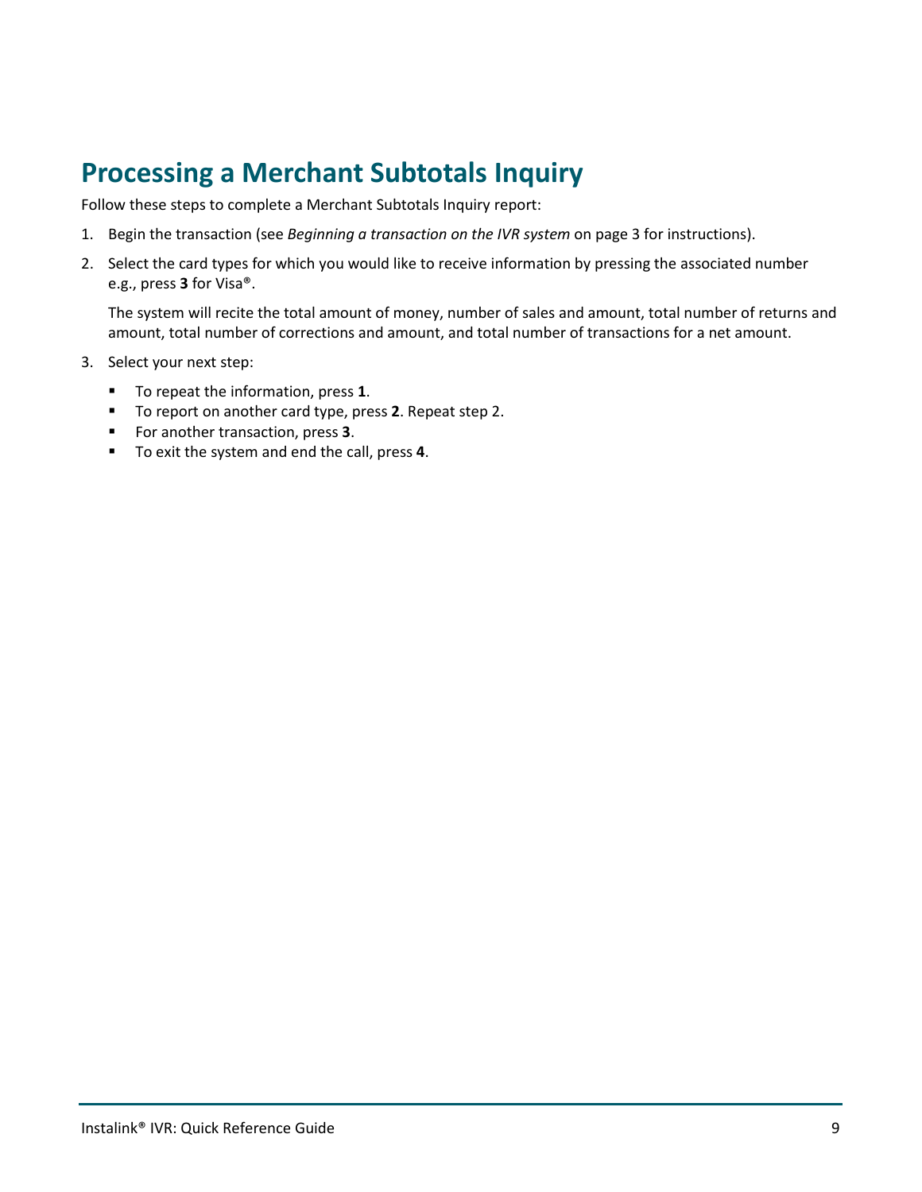# Processing a Merchant Subtotals Inquiry

Follow these steps to complete a Merchant Subtotals Inquiry report:

1. Begin the transaction (see *Beginning a transaction on the IVR system* on page 3 for instructions).
2. Select the card types for which you would like to receive information by pressing the associated number e.g., press **3** for Visa®.

   The system will recite the total amount of money, number of sales and amount, total number of returns and amount, total number of corrections and amount, and total number of transactions for a net amount.
3. Select your next step:
   - To repeat the information, press **1**.
   - To report on another card type, press **2**. Repeat step 2.
   - For another transaction, press **3**.
   - To exit the system and end the call, press **4**.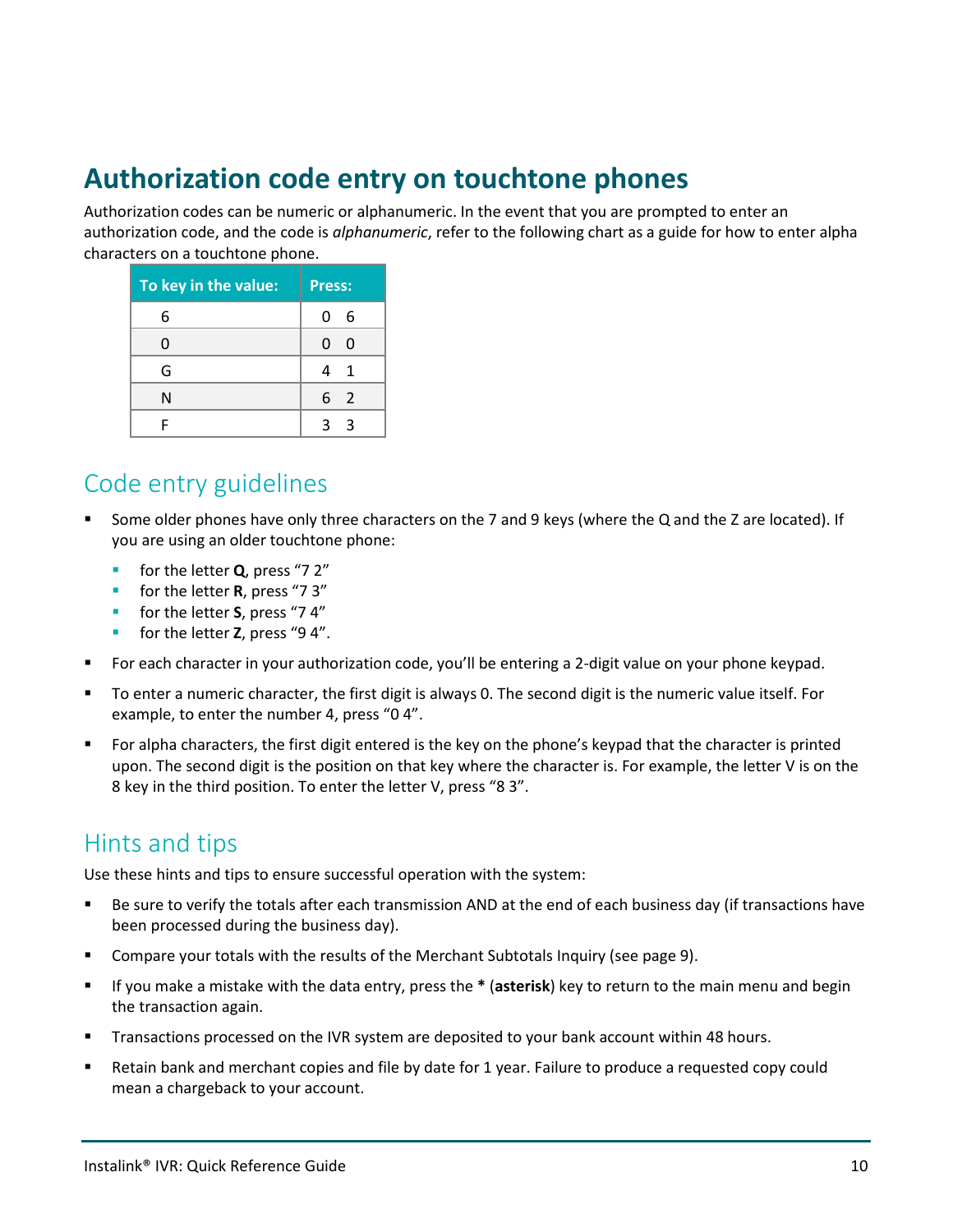# Authorization code entry on touchtone phones

Authorization codes can be numeric or alphanumeric. In the event that you are prompted to enter an authorization code, and the code is *alphanumeric*, refer to the following chart as a guide for how to enter alpha characters on a touchtone phone.

| To key in the value: | Press: |
|---|---|
| 6 | 0 6 |
| 0 | 0 0 |
| G | 4 1 |
| N | 6 2 |
| F | 3 3 |

## Code entry guidelines

- Some older phones have only three characters on the 7 and 9 keys (where the Q and the Z are located). If you are using an older touchtone phone:
  - for the letter **Q**, press "7 2"
  - for the letter **R**, press "7 3"
  - for the letter **S**, press "7 4"
  - for the letter **Z**, press "9 4".
- For each character in your authorization code, you'll be entering a 2-digit value on your phone keypad.
- To enter a numeric character, the first digit is always 0. The second digit is the numeric value itself. For example, to enter the number 4, press "0 4".
- For alpha characters, the first digit entered is the key on the phone's keypad that the character is printed upon. The second digit is the position on that key where the character is. For example, the letter V is on the 8 key in the third position. To enter the letter V, press "8 3".

## Hints and tips

Use these hints and tips to ensure successful operation with the system:

- Be sure to verify the totals after each transmission AND at the end of each business day (if transactions have been processed during the business day).
- Compare your totals with the results of the Merchant Subtotals Inquiry (see page 9).
- If you make a mistake with the data entry, press the **\*** (**asterisk**) key to return to the main menu and begin the transaction again.
- Transactions processed on the IVR system are deposited to your bank account within 48 hours.
- Retain bank and merchant copies and file by date for 1 year. Failure to produce a requested copy could mean a chargeback to your account.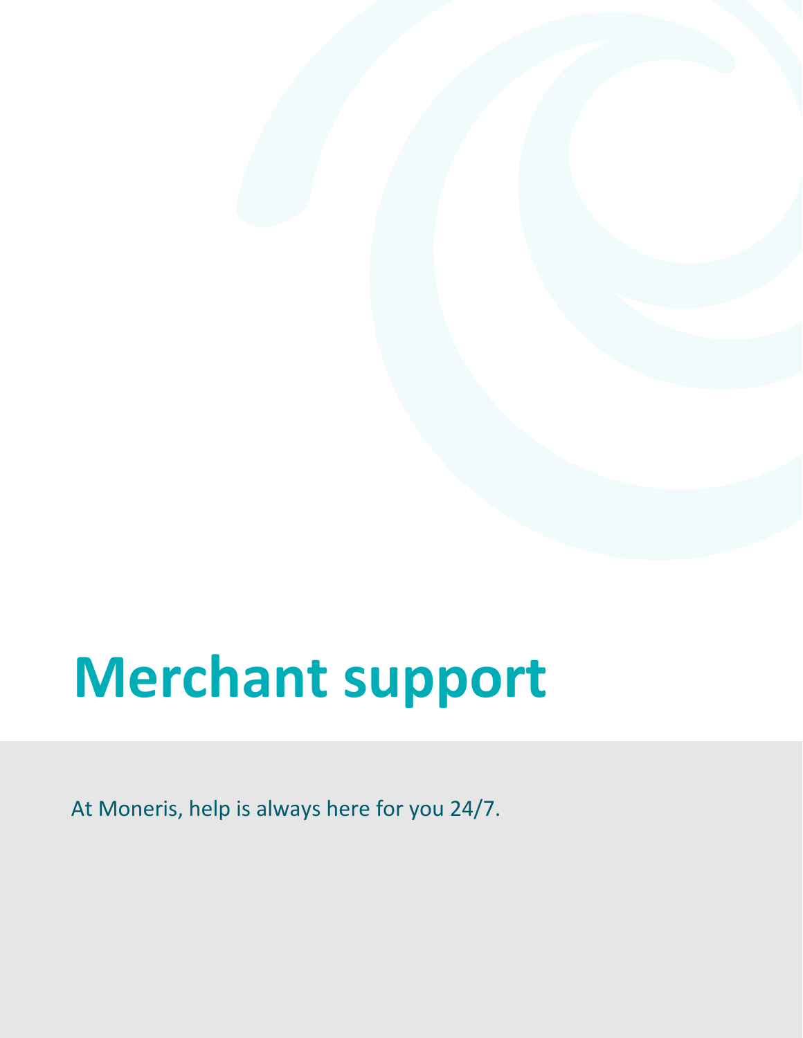# Merchant support

At Moneris, help is always here for you 24/7.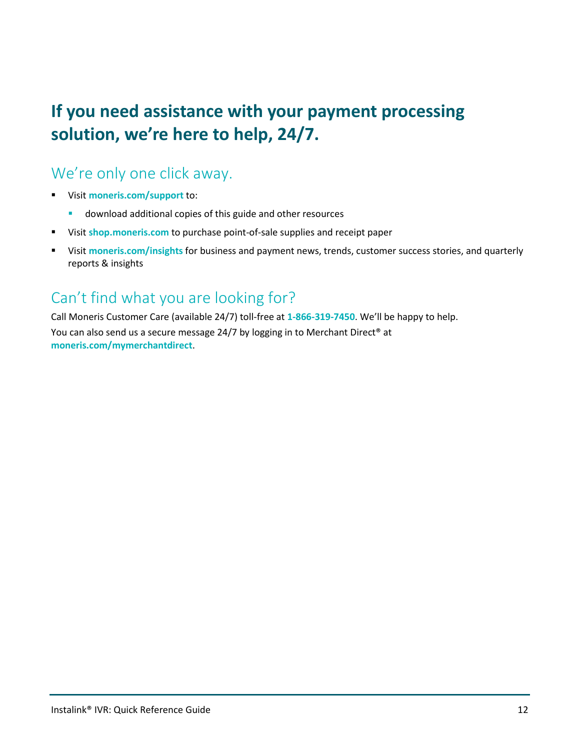# If you need assistance with your payment processing solution, we're here to help, 24/7.

## We're only one click away.

- Visit **moneris.com/support** to:
  - download additional copies of this guide and other resources
- Visit **shop.moneris.com** to purchase point-of-sale supplies and receipt paper
- Visit **moneris.com/insights** for business and payment news, trends, customer success stories, and quarterly reports & insights

## Can't find what you are looking for?

Call Moneris Customer Care (available 24/7) toll-free at **1-866-319-7450**. We'll be happy to help.

You can also send us a secure message 24/7 by logging in to Merchant Direct® at **moneris.com/mymerchantdirect**.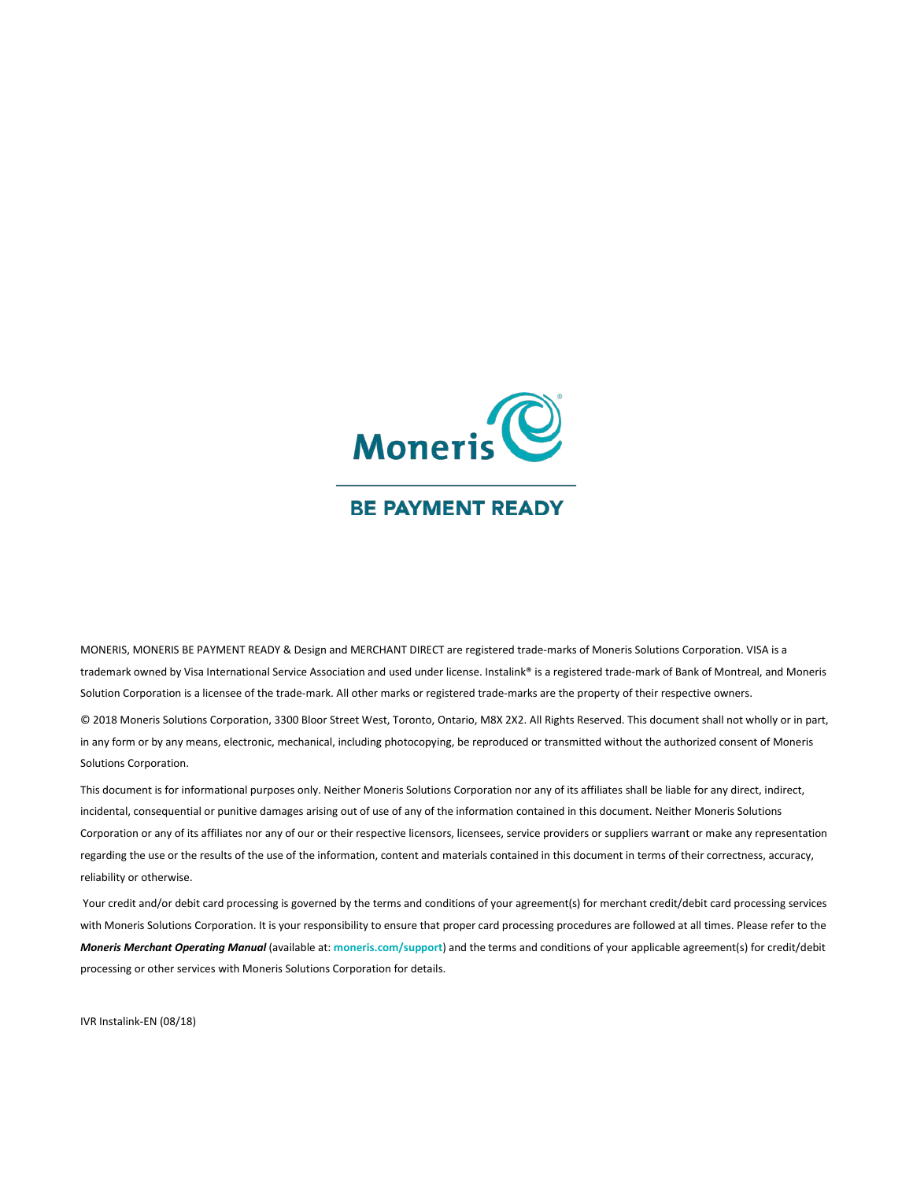Moneris

BE PAYMENT READY

MONERIS, MONERIS BE PAYMENT READY & Design and MERCHANT DIRECT are registered trade-marks of Moneris Solutions Corporation. VISA is a trademark owned by Visa International Service Association and used under license. Instalink® is a registered trade-mark of Bank of Montreal, and Moneris Solution Corporation is a licensee of the trade-mark. All other marks or registered trade-marks are the property of their respective owners.

© 2018 Moneris Solutions Corporation, 3300 Bloor Street West, Toronto, Ontario, M8X 2X2. All Rights Reserved. This document shall not wholly or in part, in any form or by any means, electronic, mechanical, including photocopying, be reproduced or transmitted without the authorized consent of Moneris Solutions Corporation.

This document is for informational purposes only. Neither Moneris Solutions Corporation nor any of its affiliates shall be liable for any direct, indirect, incidental, consequential or punitive damages arising out of use of any of the information contained in this document. Neither Moneris Solutions Corporation or any of its affiliates nor any of our or their respective licensors, licensees, service providers or suppliers warrant or make any representation regarding the use or the results of the use of the information, content and materials contained in this document in terms of their correctness, accuracy, reliability or otherwise.

Your credit and/or debit card processing is governed by the terms and conditions of your agreement(s) for merchant credit/debit card processing services with Moneris Solutions Corporation. It is your responsibility to ensure that proper card processing procedures are followed at all times. Please refer to the ***Moneris Merchant Operating Manual*** (available at: **moneris.com/support**) and the terms and conditions of your applicable agreement(s) for credit/debit processing or other services with Moneris Solutions Corporation for details.

IVR Instalink-EN (08/18)